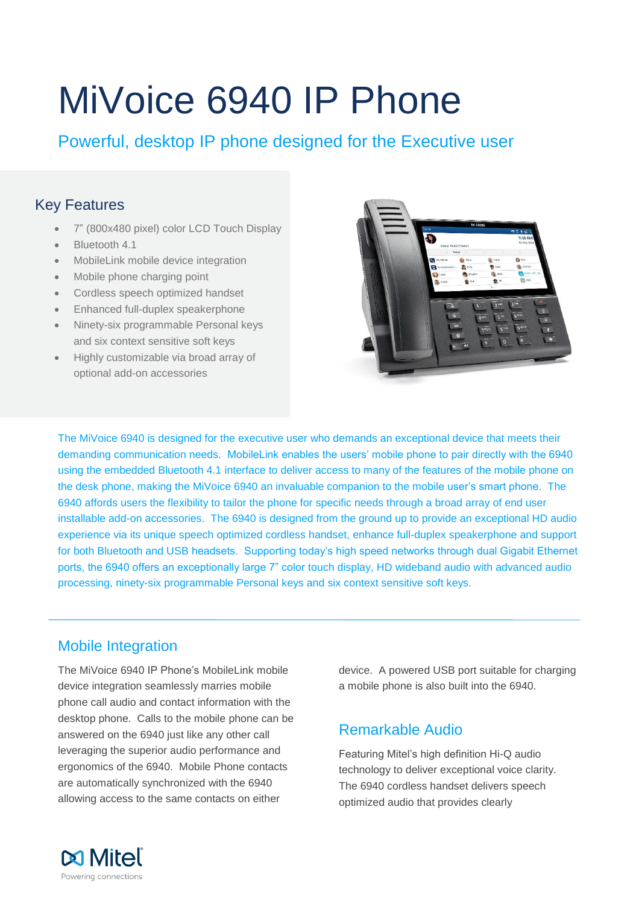# MiVoice 6940 IP Phone

## Powerful, desktop IP phone designed for the Executive user

### Key Features

- 7" (800x480 pixel) color LCD Touch Display
- Bluetooth 4.1
- MobileLink mobile device integration
- Mobile phone charging point
- Cordless speech optimized handset
- Enhanced full-duplex speakerphone
- Ninety-six programmable Personal keys and six context sensitive soft keys
- Highly customizable via broad array of optional add-on accessories

The MiVoice 6940 is designed for the executive user who demands an exceptional device that meets their demanding communication needs. MobileLink enables the users' mobile phone to pair directly with the 6940 using the embedded Bluetooth 4.1 interface to deliver access to many of the features of the mobile phone on the desk phone, making the MiVoice 6940 an invaluable companion to the mobile user's smart phone. The 6940 affords users the flexibility to tailor the phone for specific needs through a broad array of end user installable add-on accessories. The 6940 is designed from the ground up to provide an exceptional HD audio experience via its unique speech optimized cordless handset, enhance full-duplex speakerphone and support for both Bluetooth and USB headsets. Supporting today's high speed networks through dual Gigabit Ethernet ports, the 6940 offers an exceptionally large 7" color touch display, HD wideband audio with advanced audio processing, ninety-six programmable Personal keys and six context sensitive soft keys.

---

### Mobile Integration

The MiVoice 6940 IP Phone's MobileLink mobile device integration seamlessly marries mobile phone call audio and contact information with the desktop phone. Calls to the mobile phone can be answered on the 6940 just like any other call leveraging the superior audio performance and ergonomics of the 6940. Mobile Phone contacts are automatically synchronized with the 6940 allowing access to the same contacts on either device. A powered USB port suitable for charging a mobile phone is also built into the 6940.

### Remarkable Audio

Featuring Mitel's high definition Hi-Q audio technology to deliver exceptional voice clarity. The 6940 cordless handset delivers speech optimized audio that provides clearly

Mitel
Powering connections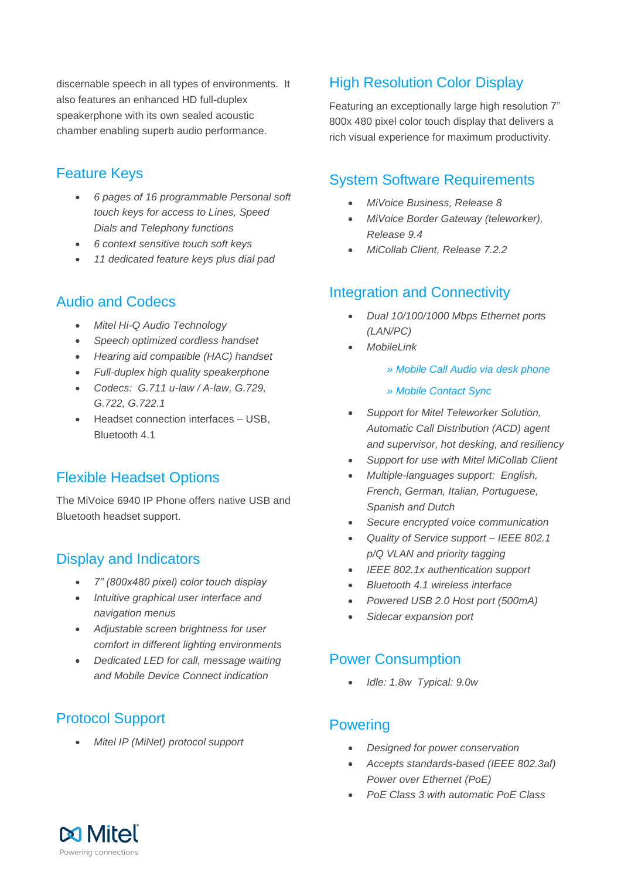discernable speech in all types of environments. It also features an enhanced HD full-duplex speakerphone with its own sealed acoustic chamber enabling superb audio performance.

## Feature Keys

- *6 pages of 16 programmable Personal soft touch keys for access to Lines, Speed Dials and Telephony functions*
- *6 context sensitive touch soft keys*
- *11 dedicated feature keys plus dial pad*

## Audio and Codecs

- *Mitel Hi-Q Audio Technology*
- *Speech optimized cordless handset*
- *Hearing aid compatible (HAC) handset*
- *Full-duplex high quality speakerphone*
- *Codecs: G.711 u-law / A-law, G.729, G.722, G.722.1*
- Headset connection interfaces – USB, Bluetooth 4.1

## Flexible Headset Options

The MiVoice 6940 IP Phone offers native USB and Bluetooth headset support.

## Display and Indicators

- *7" (800x480 pixel) color touch display*
- *Intuitive graphical user interface and navigation menus*
- *Adjustable screen brightness for user comfort in different lighting environments*
- *Dedicated LED for call, message waiting and Mobile Device Connect indication*

## Protocol Support

- *Mitel IP (MiNet) protocol support*

## High Resolution Color Display

Featuring an exceptionally large high resolution 7" 800x 480 pixel color touch display that delivers a rich visual experience for maximum productivity.

## System Software Requirements

- *MiVoice Business, Release 8*
- *MiVoice Border Gateway (teleworker), Release 9.4*
- *MiCollab Client, Release 7.2.2*

## Integration and Connectivity

- *Dual 10/100/1000 Mbps Ethernet ports (LAN/PC)*
- *MobileLink*

  *» Mobile Call Audio via desk phone*

  *» Mobile Contact Sync*

- *Support for Mitel Teleworker Solution, Automatic Call Distribution (ACD) agent and supervisor, hot desking, and resiliency*
- *Support for use with Mitel MiCollab Client*
- *Multiple-languages support: English, French, German, Italian, Portuguese, Spanish and Dutch*
- *Secure encrypted voice communication*
- *Quality of Service support – IEEE 802.1 p/Q VLAN and priority tagging*
- *IEEE 802.1x authentication support*
- *Bluetooth 4.1 wireless interface*
- *Powered USB 2.0 Host port (500mA)*
- *Sidecar expansion port*

## Power Consumption

- *Idle: 1.8w Typical: 9.0w*

## Powering

- *Designed for power conservation*
- *Accepts standards-based (IEEE 802.3af) Power over Ethernet (PoE)*
- *PoE Class 3 with automatic PoE Class*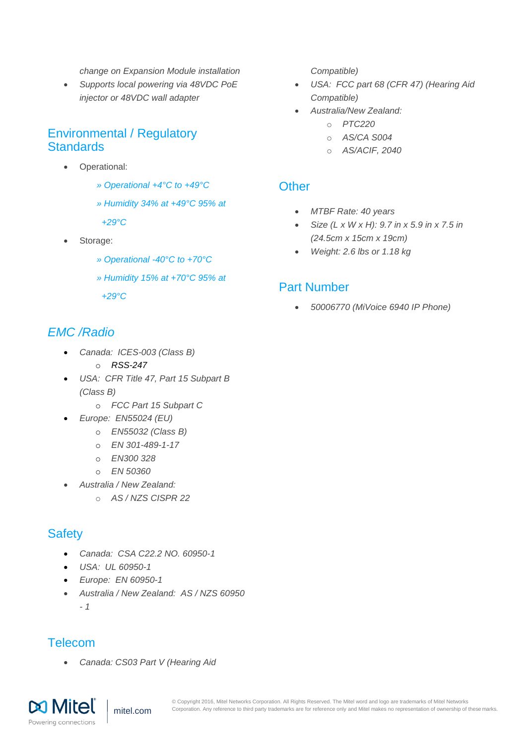*change on Expansion Module installation*

- *Supports local powering via 48VDC PoE injector or 48VDC wall adapter*

## Environmental / Regulatory Standards

- Operational:
  - *» Operational +4°C to +49°C*
  - *» Humidity 34% at +49°C 95% at +29°C*
- Storage:
  - *» Operational -40°C to +70°C*
  - *» Humidity 15% at +70°C 95% at +29°C*

## *EMC /Radio*

- *Canada: ICES-003 (Class B)*
  - *RSS-247*
- *USA: CFR Title 47, Part 15 Subpart B (Class B)*
  - *FCC Part 15 Subpart C*
- *Europe: EN55024 (EU)*
  - *EN55032 (Class B)*
  - *EN 301-489-1-17*
  - *EN300 328*
  - *EN 50360*
- *Australia / New Zealand:*
  - *AS / NZS CISPR 22*

## Safety

- *Canada: CSA C22.2 NO. 60950-1*
- *USA: UL 60950-1*
- *Europe: EN 60950-1*
- *Australia / New Zealand: AS / NZS 60950 - 1*

## Telecom

- *Canada: CS03 Part V (Hearing Aid Compatible)*
- *USA: FCC part 68 (CFR 47) (Hearing Aid Compatible)*
- *Australia/New Zealand:*
  - *PTC220*
  - *AS/CA S004*
  - *AS/ACIF, 2040*

## Other

- *MTBF Rate: 40 years*
- *Size (L x W x H): 9.7 in x 5.9 in x 7.5 in (24.5cm x 15cm x 19cm)*
- *Weight: 2.6 lbs or 1.18 kg*

## Part Number

- *50006770 (MiVoice 6940 IP Phone)*

Mitel
Powering connections

mitel.com

© Copyright 2016, Mitel Networks Corporation. All Rights Reserved. The Mitel word and logo are trademarks of Mitel Networks Corporation. Any reference to third party trademarks are for reference only and Mitel makes no representation of ownership of these marks.